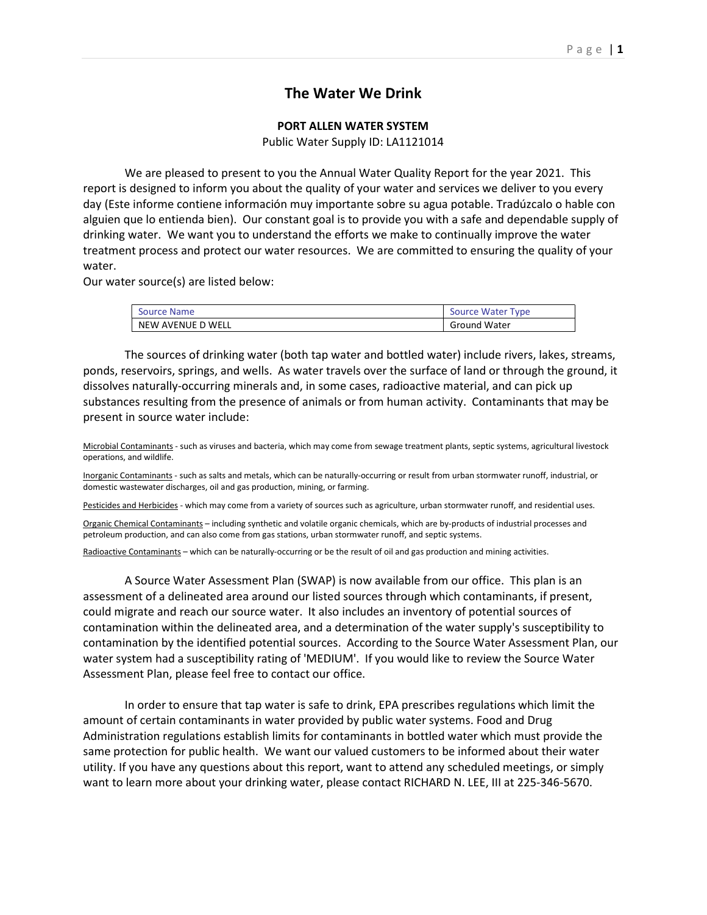# The Water We Drink

**PORT ALLEN WATER SYSTEM**

Public Water Supply ID: LA1121014

We are pleased to present to you the Annual Water Quality Report for the year 2021. This report is designed to inform you about the quality of your water and services we deliver to you every day (Este informe contiene información muy importante sobre su agua potable. Tradúzcalo o hable con alguien que lo entienda bien). Our constant goal is to provide you with a safe and dependable supply of drinking water. We want you to understand the efforts we make to continually improve the water treatment process and protect our water resources. We are committed to ensuring the quality of your water.

Our water source(s) are listed below:

| Source Name | Source Water Type |
|---|---|
| NEW AVENUE D WELL | Ground Water |

The sources of drinking water (both tap water and bottled water) include rivers, lakes, streams, ponds, reservoirs, springs, and wells. As water travels over the surface of land or through the ground, it dissolves naturally-occurring minerals and, in some cases, radioactive material, and can pick up substances resulting from the presence of animals or from human activity. Contaminants that may be present in source water include:

Microbial Contaminants - such as viruses and bacteria, which may come from sewage treatment plants, septic systems, agricultural livestock operations, and wildlife.

Inorganic Contaminants - such as salts and metals, which can be naturally-occurring or result from urban stormwater runoff, industrial, or domestic wastewater discharges, oil and gas production, mining, or farming.

Pesticides and Herbicides - which may come from a variety of sources such as agriculture, urban stormwater runoff, and residential uses.

Organic Chemical Contaminants – including synthetic and volatile organic chemicals, which are by-products of industrial processes and petroleum production, and can also come from gas stations, urban stormwater runoff, and septic systems.

Radioactive Contaminants – which can be naturally-occurring or be the result of oil and gas production and mining activities.

A Source Water Assessment Plan (SWAP) is now available from our office. This plan is an assessment of a delineated area around our listed sources through which contaminants, if present, could migrate and reach our source water. It also includes an inventory of potential sources of contamination within the delineated area, and a determination of the water supply's susceptibility to contamination by the identified potential sources. According to the Source Water Assessment Plan, our water system had a susceptibility rating of 'MEDIUM'. If you would like to review the Source Water Assessment Plan, please feel free to contact our office.

In order to ensure that tap water is safe to drink, EPA prescribes regulations which limit the amount of certain contaminants in water provided by public water systems. Food and Drug Administration regulations establish limits for contaminants in bottled water which must provide the same protection for public health. We want our valued customers to be informed about their water utility. If you have any questions about this report, want to attend any scheduled meetings, or simply want to learn more about your drinking water, please contact RICHARD N. LEE, III at 225-346-5670.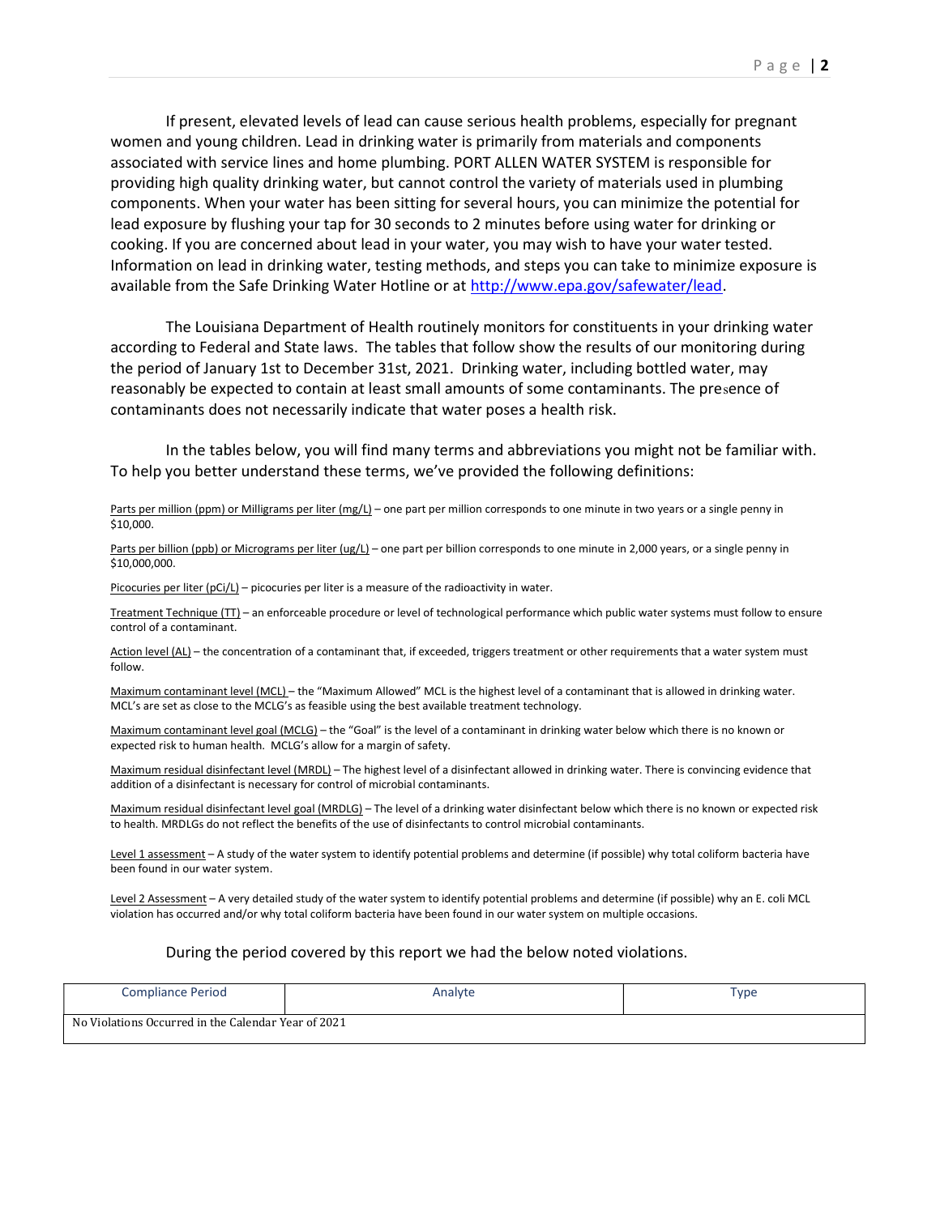If present, elevated levels of lead can cause serious health problems, especially for pregnant women and young children. Lead in drinking water is primarily from materials and components associated with service lines and home plumbing. PORT ALLEN WATER SYSTEM is responsible for providing high quality drinking water, but cannot control the variety of materials used in plumbing components. When your water has been sitting for several hours, you can minimize the potential for lead exposure by flushing your tap for 30 seconds to 2 minutes before using water for drinking or cooking. If you are concerned about lead in your water, you may wish to have your water tested. Information on lead in drinking water, testing methods, and steps you can take to minimize exposure is available from the Safe Drinking Water Hotline or at http://www.epa.gov/safewater/lead.

The Louisiana Department of Health routinely monitors for constituents in your drinking water according to Federal and State laws. The tables that follow show the results of our monitoring during the period of January 1st to December 31st, 2021. Drinking water, including bottled water, may reasonably be expected to contain at least small amounts of some contaminants. The presence of contaminants does not necessarily indicate that water poses a health risk.

In the tables below, you will find many terms and abbreviations you might not be familiar with. To help you better understand these terms, we've provided the following definitions:

Parts per million (ppm) or Milligrams per liter (mg/L) – one part per million corresponds to one minute in two years or a single penny in $10,000.

Parts per billion (ppb) or Micrograms per liter (ug/L) – one part per billion corresponds to one minute in 2,000 years, or a single penny in $10,000,000.

Picocuries per liter (pCi/L) – picocuries per liter is a measure of the radioactivity in water.

Treatment Technique (TT) – an enforceable procedure or level of technological performance which public water systems must follow to ensure control of a contaminant.

Action level (AL) – the concentration of a contaminant that, if exceeded, triggers treatment or other requirements that a water system must follow.

Maximum contaminant level (MCL) – the "Maximum Allowed" MCL is the highest level of a contaminant that is allowed in drinking water. MCL's are set as close to the MCLG's as feasible using the best available treatment technology.

Maximum contaminant level goal (MCLG) – the "Goal" is the level of a contaminant in drinking water below which there is no known or expected risk to human health. MCLG's allow for a margin of safety.

Maximum residual disinfectant level (MRDL) – The highest level of a disinfectant allowed in drinking water. There is convincing evidence that addition of a disinfectant is necessary for control of microbial contaminants.

Maximum residual disinfectant level goal (MRDLG) – The level of a drinking water disinfectant below which there is no known or expected risk to health. MRDLGs do not reflect the benefits of the use of disinfectants to control microbial contaminants.

Level 1 assessment – A study of the water system to identify potential problems and determine (if possible) why total coliform bacteria have been found in our water system.

Level 2 Assessment – A very detailed study of the water system to identify potential problems and determine (if possible) why an E. coli MCL violation has occurred and/or why total coliform bacteria have been found in our water system on multiple occasions.

During the period covered by this report we had the below noted violations.

| Compliance Period | Analyte | Type |
|---|---|---|
| No Violations Occurred in the Calendar Year of 2021 | | |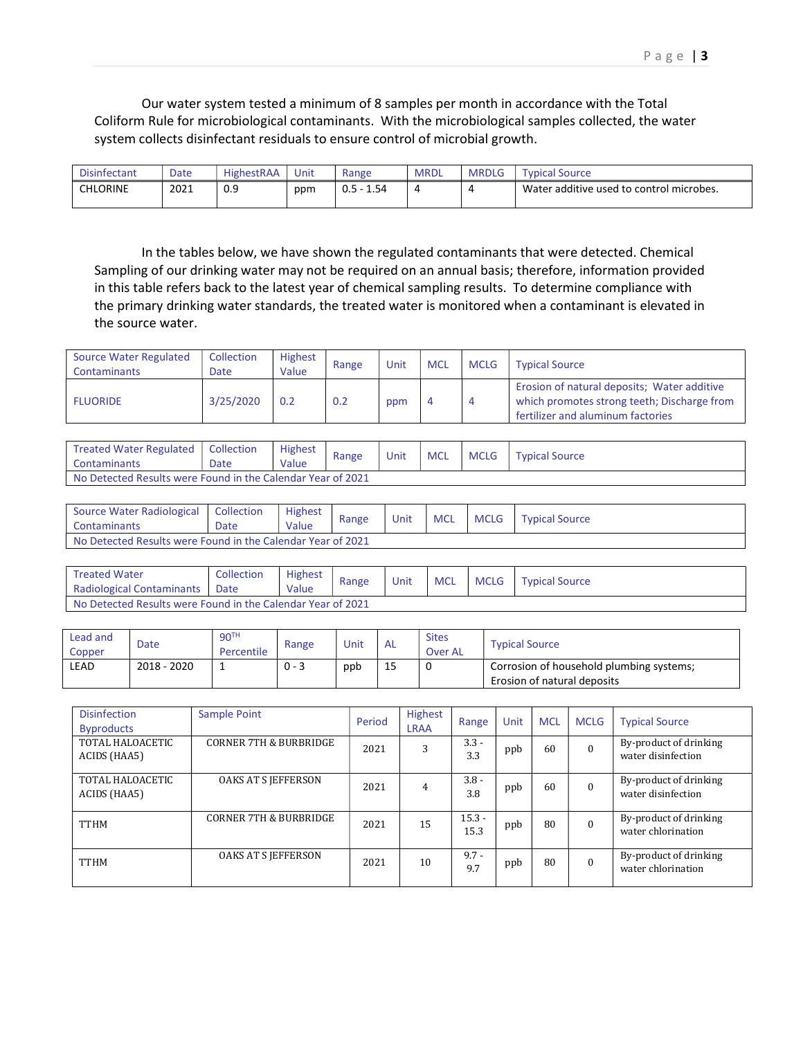Our water system tested a minimum of 8 samples per month in accordance with the Total Coliform Rule for microbiological contaminants. With the microbiological samples collected, the water system collects disinfectant residuals to ensure control of microbial growth.

| Disinfectant | Date | HighestRAA | Unit | Range | MRDL | MRDLG | Typical Source |
|---|---|---|---|---|---|---|---|
| CHLORINE | 2021 | 0.9 | ppm | 0.5 - 1.54 | 4 | 4 | Water additive used to control microbes. |

In the tables below, we have shown the regulated contaminants that were detected. Chemical Sampling of our drinking water may not be required on an annual basis; therefore, information provided in this table refers back to the latest year of chemical sampling results. To determine compliance with the primary drinking water standards, the treated water is monitored when a contaminant is elevated in the source water.

| Source Water Regulated Contaminants | Collection Date | Highest Value | Range | Unit | MCL | MCLG | Typical Source |
|---|---|---|---|---|---|---|---|
| FLUORIDE | 3/25/2020 | 0.2 | 0.2 | ppm | 4 | 4 | Erosion of natural deposits; Water additive which promotes strong teeth; Discharge from fertilizer and aluminum factories |

| Treated Water Regulated Contaminants | Collection Date | Highest Value | Range | Unit | MCL | MCLG | Typical Source |
|---|---|---|---|---|---|---|---|
| No Detected Results were Found in the Calendar Year of 2021 | | | | | | | |

| Source Water Radiological Contaminants | Collection Date | Highest Value | Range | Unit | MCL | MCLG | Typical Source |
|---|---|---|---|---|---|---|---|
| No Detected Results were Found in the Calendar Year of 2021 | | | | | | | |

| Treated Water Radiological Contaminants | Collection Date | Highest Value | Range | Unit | MCL | MCLG | Typical Source |
|---|---|---|---|---|---|---|---|
| No Detected Results were Found in the Calendar Year of 2021 | | | | | | | |

| Lead and Copper | Date | 90TH Percentile | Range | Unit | AL | Sites Over AL | Typical Source |
|---|---|---|---|---|---|---|---|
| LEAD | 2018 - 2020 | 1 | 0 - 3 | ppb | 15 | 0 | Corrosion of household plumbing systems; Erosion of natural deposits |

| Disinfection Byproducts | Sample Point | Period | Highest LRAA | Range | Unit | MCL | MCLG | Typical Source |
|---|---|---|---|---|---|---|---|---|
| TOTAL HALOACETIC ACIDS (HAA5) | CORNER 7TH & BURBRIDGE | 2021 | 3 | 3.3 - 3.3 | ppb | 60 | 0 | By-product of drinking water disinfection |
| TOTAL HALOACETIC ACIDS (HAA5) | OAKS AT S JEFFERSON | 2021 | 4 | 3.8 - 3.8 | ppb | 60 | 0 | By-product of drinking water disinfection |
| TTHM | CORNER 7TH & BURBRIDGE | 2021 | 15 | 15.3 - 15.3 | ppb | 80 | 0 | By-product of drinking water chlorination |
| TTHM | OAKS AT S JEFFERSON | 2021 | 10 | 9.7 - 9.7 | ppb | 80 | 0 | By-product of drinking water chlorination |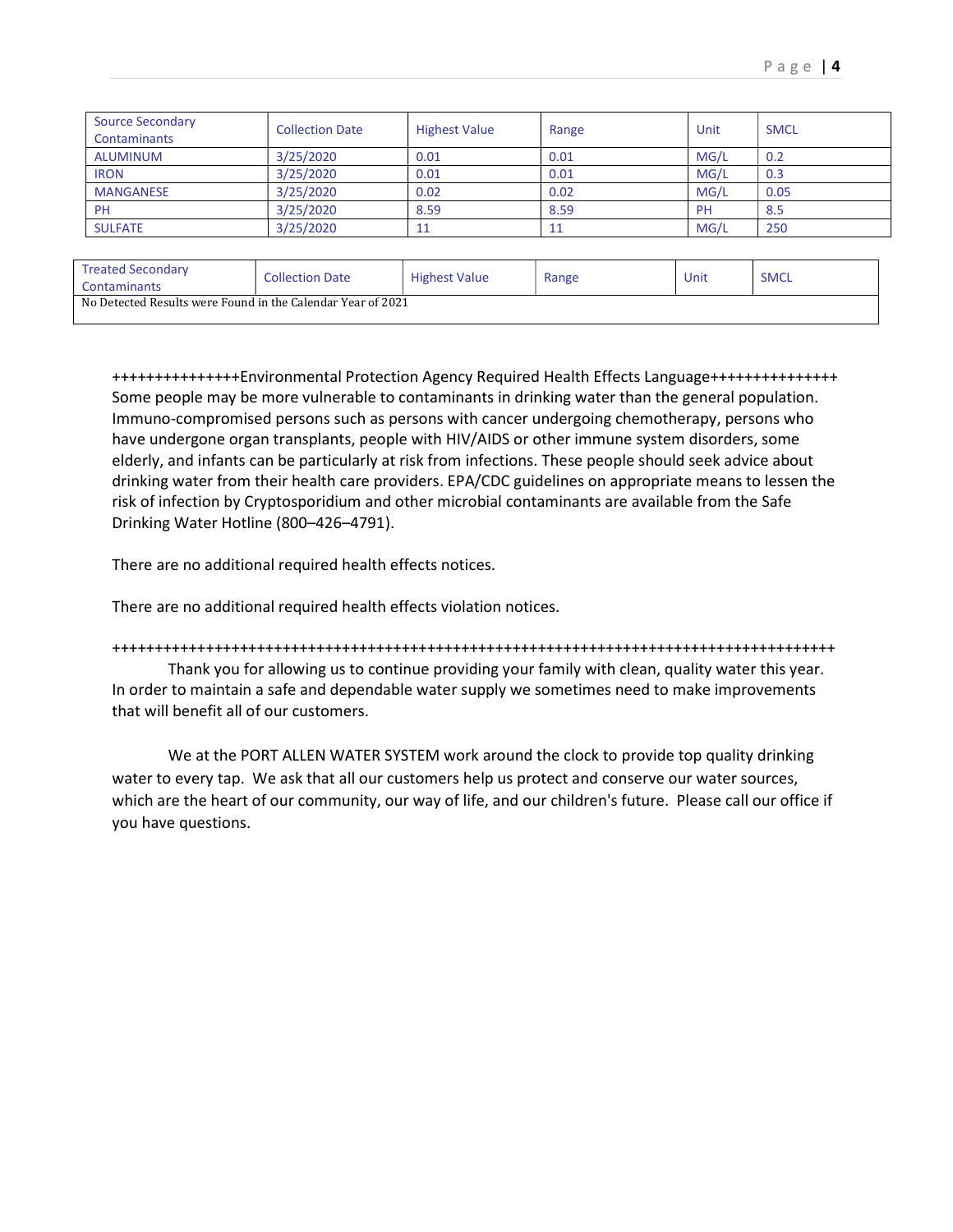| Source Secondary Contaminants | Collection Date | Highest Value | Range | Unit | SMCL |
|---|---|---|---|---|---|
| ALUMINUM | 3/25/2020 | 0.01 | 0.01 | MG/L | 0.2 |
| IRON | 3/25/2020 | 0.01 | 0.01 | MG/L | 0.3 |
| MANGANESE | 3/25/2020 | 0.02 | 0.02 | MG/L | 0.05 |
| PH | 3/25/2020 | 8.59 | 8.59 | PH | 8.5 |
| SULFATE | 3/25/2020 | 11 | 11 | MG/L | 250 |

| Treated Secondary Contaminants | Collection Date | Highest Value | Range | Unit | SMCL |
|---|---|---|---|---|---|
| No Detected Results were Found in the Calendar Year of 2021 | | | | | |

+++++++++++++++Environmental Protection Agency Required Health Effects Language+++++++++++++++
Some people may be more vulnerable to contaminants in drinking water than the general population. Immuno-compromised persons such as persons with cancer undergoing chemotherapy, persons who have undergone organ transplants, people with HIV/AIDS or other immune system disorders, some elderly, and infants can be particularly at risk from infections. These people should seek advice about drinking water from their health care providers. EPA/CDC guidelines on appropriate means to lessen the risk of infection by Cryptosporidium and other microbial contaminants are available from the Safe Drinking Water Hotline (800–426–4791).

There are no additional required health effects notices.

There are no additional required health effects violation notices.

+++++++++++++++++++++++++++++++++++++++++++++++++++++++++++++++++++++++++++++++++++++++++

Thank you for allowing us to continue providing your family with clean, quality water this year. In order to maintain a safe and dependable water supply we sometimes need to make improvements that will benefit all of our customers.

We at the PORT ALLEN WATER SYSTEM work around the clock to provide top quality drinking water to every tap. We ask that all our customers help us protect and conserve our water sources, which are the heart of our community, our way of life, and our children's future. Please call our office if you have questions.